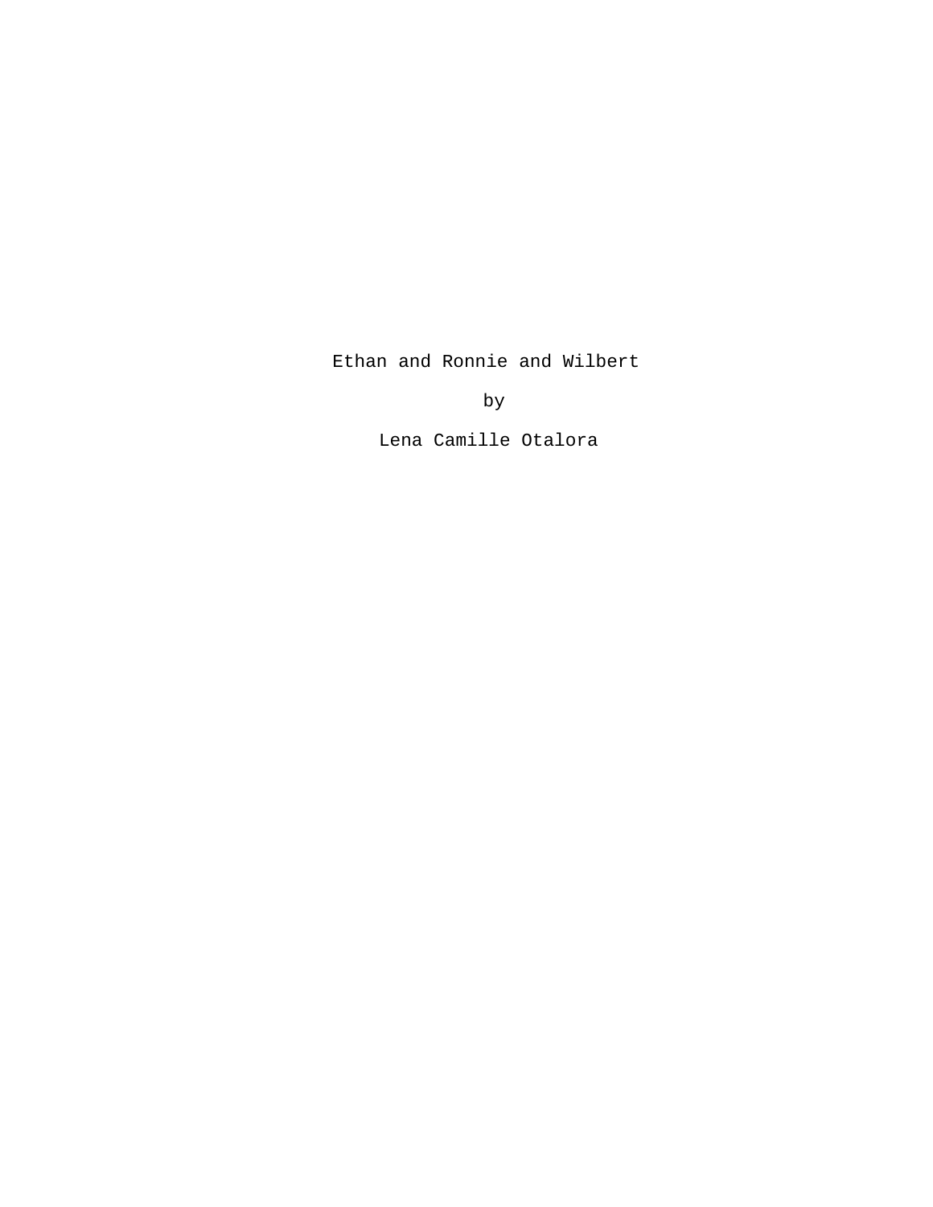# Ethan and Ronnie and Wilbert

by

Lena Camille Otalora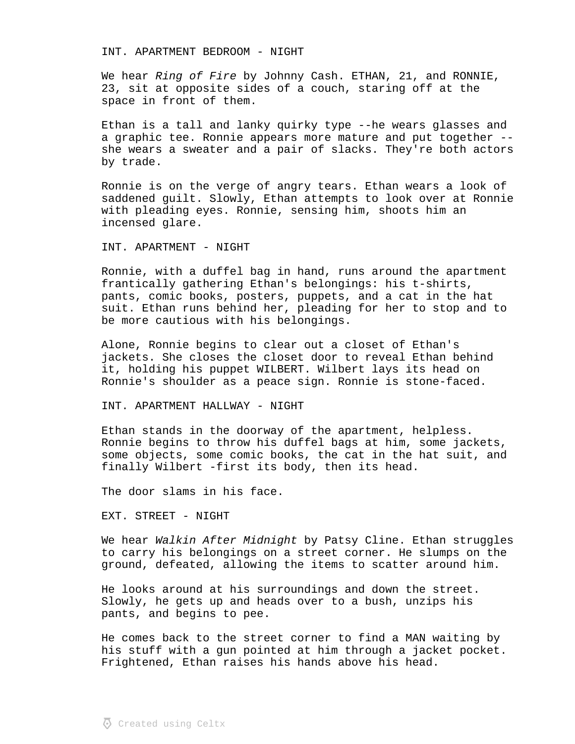INT. APARTMENT BEDROOM - NIGHT

We hear *Ring of Fire* by Johnny Cash. ETHAN, 21, and RONNIE, 23, sit at opposite sides of a couch, staring off at the space in front of them.

Ethan is a tall and lanky quirky type --he wears glasses and a graphic tee. Ronnie appears more mature and put together -- she wears a sweater and a pair of slacks. They're both actors by trade.

Ronnie is on the verge of angry tears. Ethan wears a look of saddened guilt. Slowly, Ethan attempts to look over at Ronnie with pleading eyes. Ronnie, sensing him, shoots him an incensed glare.

INT. APARTMENT - NIGHT

Ronnie, with a duffel bag in hand, runs around the apartment frantically gathering Ethan's belongings: his t-shirts, pants, comic books, posters, puppets, and a cat in the hat suit. Ethan runs behind her, pleading for her to stop and to be more cautious with his belongings.

Alone, Ronnie begins to clear out a closet of Ethan's jackets. She closes the closet door to reveal Ethan behind it, holding his puppet WILBERT. Wilbert lays its head on Ronnie's shoulder as a peace sign. Ronnie is stone-faced.

INT. APARTMENT HALLWAY - NIGHT

Ethan stands in the doorway of the apartment, helpless. Ronnie begins to throw his duffel bags at him, some jackets, some objects, some comic books, the cat in the hat suit, and finally Wilbert -first its body, then its head.

The door slams in his face.

EXT. STREET - NIGHT

We hear *Walkin After Midnight* by Patsy Cline. Ethan struggles to carry his belongings on a street corner. He slumps on the ground, defeated, allowing the items to scatter around him.

He looks around at his surroundings and down the street. Slowly, he gets up and heads over to a bush, unzips his pants, and begins to pee.

He comes back to the street corner to find a MAN waiting by his stuff with a gun pointed at him through a jacket pocket. Frightened, Ethan raises his hands above his head.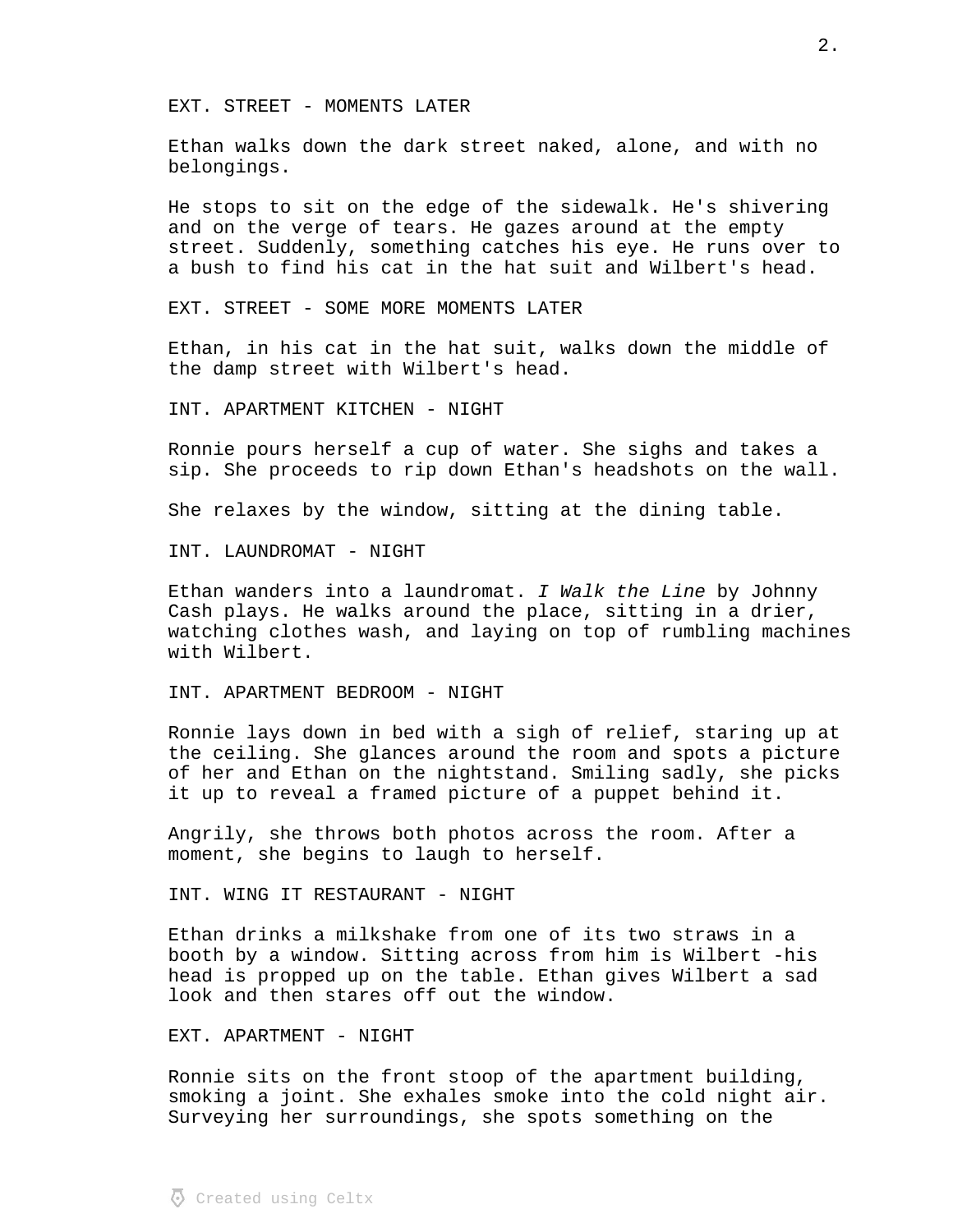EXT. STREET - MOMENTS LATER

Ethan walks down the dark street naked, alone, and with no belongings.

He stops to sit on the edge of the sidewalk. He's shivering and on the verge of tears. He gazes around at the empty street. Suddenly, something catches his eye. He runs over to a bush to find his cat in the hat suit and Wilbert's head.

EXT. STREET - SOME MORE MOMENTS LATER

Ethan, in his cat in the hat suit, walks down the middle of the damp street with Wilbert's head.

INT. APARTMENT KITCHEN - NIGHT

Ronnie pours herself a cup of water. She sighs and takes a sip. She proceeds to rip down Ethan's headshots on the wall.

She relaxes by the window, sitting at the dining table.

INT. LAUNDROMAT - NIGHT

Ethan wanders into a laundromat. *I Walk the Line* by Johnny Cash plays. He walks around the place, sitting in a drier, watching clothes wash, and laying on top of rumbling machines with Wilbert.

INT. APARTMENT BEDROOM - NIGHT

Ronnie lays down in bed with a sigh of relief, staring up at the ceiling. She glances around the room and spots a picture of her and Ethan on the nightstand. Smiling sadly, she picks it up to reveal a framed picture of a puppet behind it.

Angrily, she throws both photos across the room. After a moment, she begins to laugh to herself.

INT. WING IT RESTAURANT - NIGHT

Ethan drinks a milkshake from one of its two straws in a booth by a window. Sitting across from him is Wilbert -his head is propped up on the table. Ethan gives Wilbert a sad look and then stares off out the window.

EXT. APARTMENT - NIGHT

Ronnie sits on the front stoop of the apartment building, smoking a joint. She exhales smoke into the cold night air. Surveying her surroundings, she spots something on the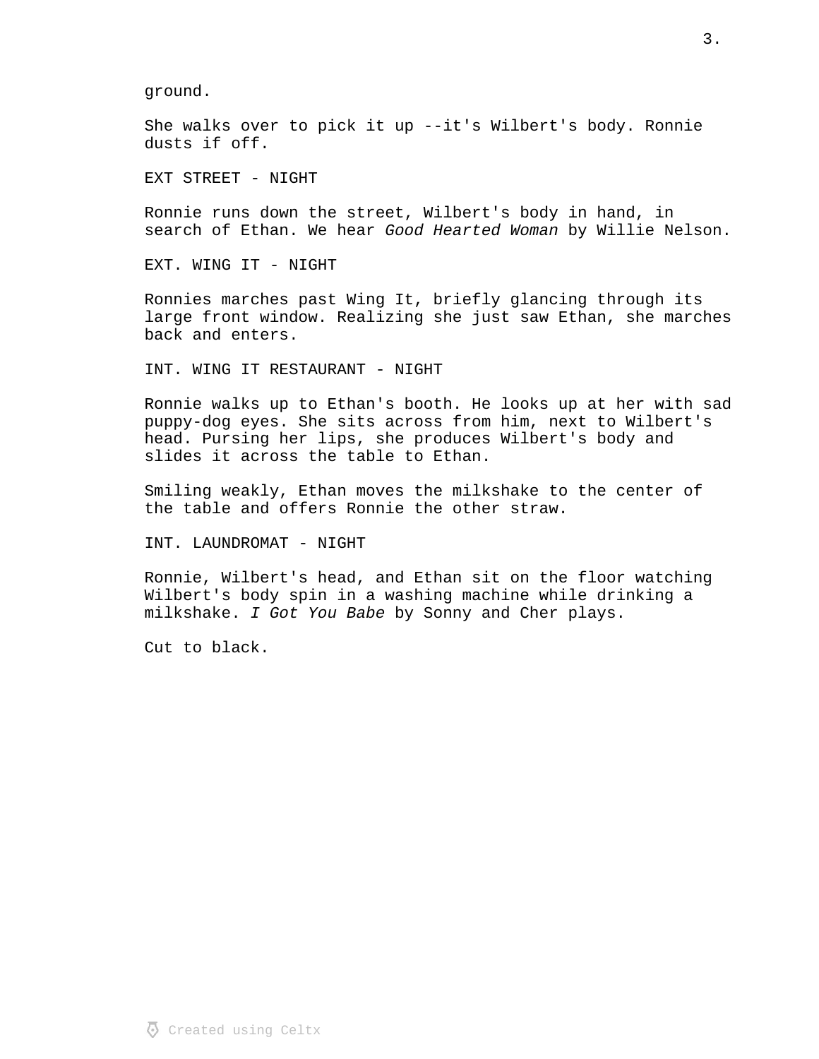ground.

She walks over to pick it up --it's Wilbert's body. Ronnie dusts if off.

EXT STREET - NIGHT

Ronnie runs down the street, Wilbert's body in hand, in search of Ethan. We hear *Good Hearted Woman* by Willie Nelson.

EXT. WING IT - NIGHT

Ronnies marches past Wing It, briefly glancing through its large front window. Realizing she just saw Ethan, she marches back and enters.

INT. WING IT RESTAURANT - NIGHT

Ronnie walks up to Ethan's booth. He looks up at her with sad puppy-dog eyes. She sits across from him, next to Wilbert's head. Pursing her lips, she produces Wilbert's body and slides it across the table to Ethan.

Smiling weakly, Ethan moves the milkshake to the center of the table and offers Ronnie the other straw.

INT. LAUNDROMAT - NIGHT

Ronnie, Wilbert's head, and Ethan sit on the floor watching Wilbert's body spin in a washing machine while drinking a milkshake. *I Got You Babe* by Sonny and Cher plays.

Cut to black.